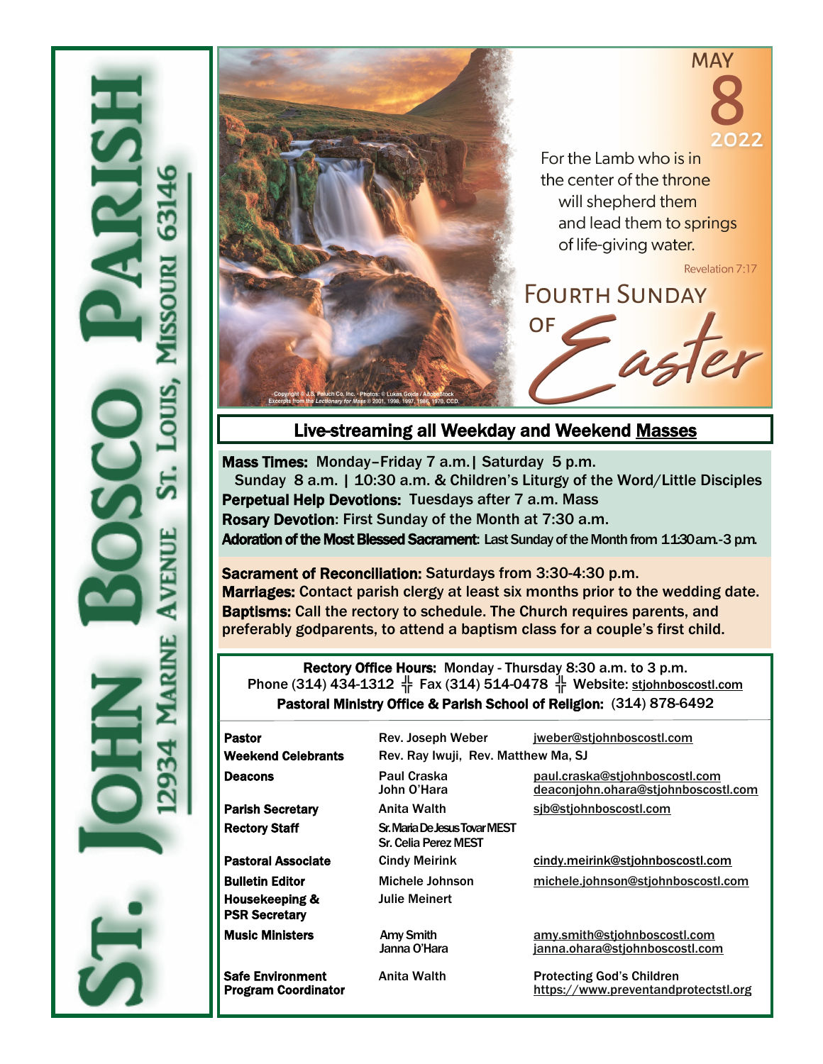# St. John Bosco Parish

12934 Marine Avenue St. Louis, Missouri 63146

MAY 8 2022

For the Lamb who is in the center of the throne will shepherd them and lead them to springs of life-giving water.

Revelation 7:17

## Fourth Sunday of Easter

Copyright © J.S. Paluch Co. Inc. - Photos: © Lukas Gojda / AdobeStock
Excerpts from the *Lectionary for Mass* © 2001, 1998, 1997, 1986, 1970, CCD.

## Live-streaming all Weekday and Weekend Masses

**Mass Times:** Monday–Friday 7 a.m.| Saturday 5 p.m.
Sunday 8 a.m. | 10:30 a.m. & Children's Liturgy of the Word/Little Disciples

**Perpetual Help Devotions:** Tuesdays after 7 a.m. Mass

**Rosary Devotion**: First Sunday of the Month at 7:30 a.m.

**Adoration of the Most Blessed Sacrament**: Last Sunday of the Month from 11:30 a.m.-3 p.m.

**Sacrament of Reconciliation:** Saturdays from 3:30-4:30 p.m.

**Marriages:** Contact parish clergy at least six months prior to the wedding date.

**Baptisms:** Call the rectory to schedule. The Church requires parents, and preferably godparents, to attend a baptism class for a couple's first child.

**Rectory Office Hours:** Monday - Thursday 8:30 a.m. to 3 p.m.
Phone (314) 434-1312 ╬ Fax (314) 514-0478 ╬ Website: stjohnboscostl.com
**Pastoral Ministry Office & Parish School of Religion:** (314) 878-6492

| | | |
|---|---|---|
| **Pastor** | Rev. Joseph Weber | jweber@stjohnboscostl.com |
| **Weekend Celebrants** | Rev. Ray Iwuji, Rev. Matthew Ma, SJ | |
| **Deacons** | Paul Craska<br>John O'Hara | paul.craska@stjohnboscostl.com<br>deaconjohn.ohara@stjohnboscostl.com |
| **Parish Secretary** | Anita Walth | sjb@stjohnboscostl.com |
| **Rectory Staff** | Sr. Maria De Jesus Tovar MEST<br>Sr. Celia Perez MEST | |
| **Pastoral Associate** | Cindy Meirink | cindy.meirink@stjohnboscostl.com |
| **Bulletin Editor** | Michele Johnson | michele.johnson@stjohnboscostl.com |
| **Housekeeping & PSR Secretary** | Julie Meinert | |
| **Music Ministers** | Amy Smith<br>Janna O'Hara | amy.smith@stjohnboscostl.com<br>janna.ohara@stjohnboscostl.com |
| **Safe Environment Program Coordinator** | Anita Walth | Protecting God's Children<br>https://www.preventandprotectstl.org |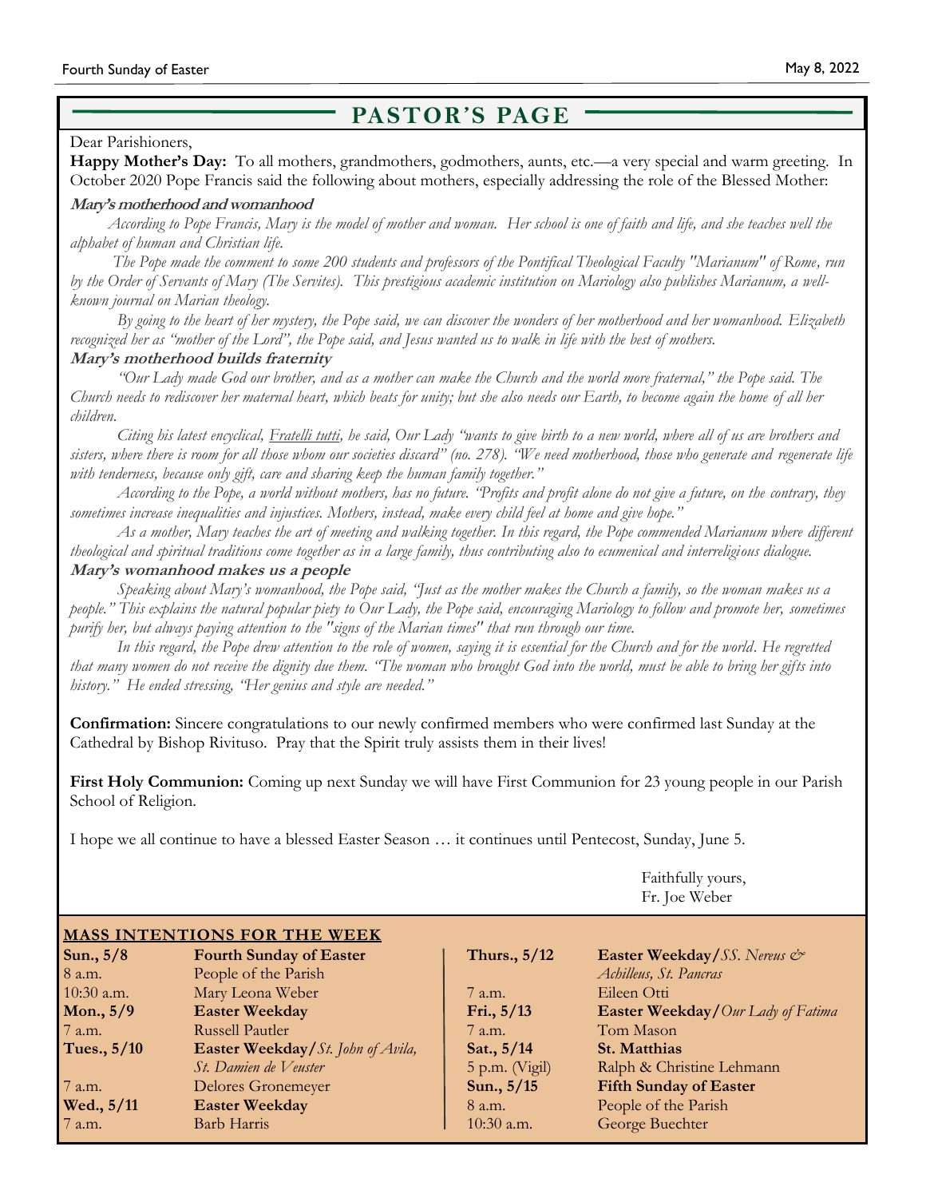## PASTOR'S PAGE

Dear Parishioners,

**Happy Mother's Day:** To all mothers, grandmothers, godmothers, aunts, etc.—a very special and warm greeting. In October 2020 Pope Francis said the following about mothers, especially addressing the role of the Blessed Mother:

**Mary's motherhood and womanhood**

*According to Pope Francis, Mary is the model of mother and woman. Her school is one of faith and life, and she teaches well the alphabet of human and Christian life.*

*The Pope made the comment to some 200 students and professors of the Pontifical Theological Faculty "Marianum" of Rome, run by the Order of Servants of Mary (The Servites). This prestigious academic institution on Mariology also publishes Marianum, a well-known journal on Marian theology.*

*By going to the heart of her mystery, the Pope said, we can discover the wonders of her motherhood and her womanhood. Elizabeth recognized her as "mother of the Lord", the Pope said, and Jesus wanted us to walk in life with the best of mothers.*

**Mary's motherhood builds fraternity**

*"Our Lady made God our brother, and as a mother can make the Church and the world more fraternal," the Pope said. The Church needs to rediscover her maternal heart, which beats for unity; but she also needs our Earth, to become again the home of all her children.*

*Citing his latest encyclical, Fratelli tutti, he said, Our Lady "wants to give birth to a new world, where all of us are brothers and sisters, where there is room for all those whom our societies discard" (no. 278). "We need motherhood, those who generate and regenerate life with tenderness, because only gift, care and sharing keep the human family together."*

*According to the Pope, a world without mothers, has no future. "Profits and profit alone do not give a future, on the contrary, they sometimes increase inequalities and injustices. Mothers, instead, make every child feel at home and give hope."*

*As a mother, Mary teaches the art of meeting and walking together. In this regard, the Pope commended Marianum where different theological and spiritual traditions come together as in a large family, thus contributing also to ecumenical and interreligious dialogue.*

**Mary's womanhood makes us a people**

*Speaking about Mary's womanhood, the Pope said, "Just as the mother makes the Church a family, so the woman makes us a people." This explains the natural popular piety to Our Lady, the Pope said, encouraging Mariology to follow and promote her, sometimes purify her, but always paying attention to the "signs of the Marian times" that run through our time.*

*In this regard, the Pope drew attention to the role of women, saying it is essential for the Church and for the world. He regretted that many women do not receive the dignity due them. "The woman who brought God into the world, must be able to bring her gifts into history." He ended stressing, "Her genius and style are needed."*

**Confirmation:** Sincere congratulations to our newly confirmed members who were confirmed last Sunday at the Cathedral by Bishop Rivituso. Pray that the Spirit truly assists them in their lives!

**First Holy Communion:** Coming up next Sunday we will have First Communion for 23 young people in our Parish School of Religion.

I hope we all continue to have a blessed Easter Season … it continues until Pentecost, Sunday, June 5.

Faithfully yours,
Fr. Joe Weber

### MASS INTENTIONS FOR THE WEEK

| | |
|---|---|
| **Sun., 5/8** | **Fourth Sunday of Easter** |
| 8 a.m. | People of the Parish |
| 10:30 a.m. | Mary Leona Weber |
| **Mon., 5/9** | **Easter Weekday** |
| 7 a.m. | Russell Pautler |
| **Tues., 5/10** | **Easter Weekday/***St. John of Avila, St. Damien de Veuster* |
| 7 a.m. | Delores Gronemeyer |
| **Wed., 5/11** | **Easter Weekday** |
| 7 a.m. | Barb Harris |
| **Thurs., 5/12** | **Easter Weekday/***SS. Nereus & Achilleus, St. Pancras* |
| 7 a.m. | Eileen Otti |
| **Fri., 5/13** | **Easter Weekday/***Our Lady of Fatima* |
| 7 a.m. | Tom Mason |
| **Sat., 5/14** | **St. Matthias** |
| 5 p.m. (Vigil) | Ralph & Christine Lehmann |
| **Sun., 5/15** | **Fifth Sunday of Easter** |
| 8 a.m. | People of the Parish |
| 10:30 a.m. | George Buechter |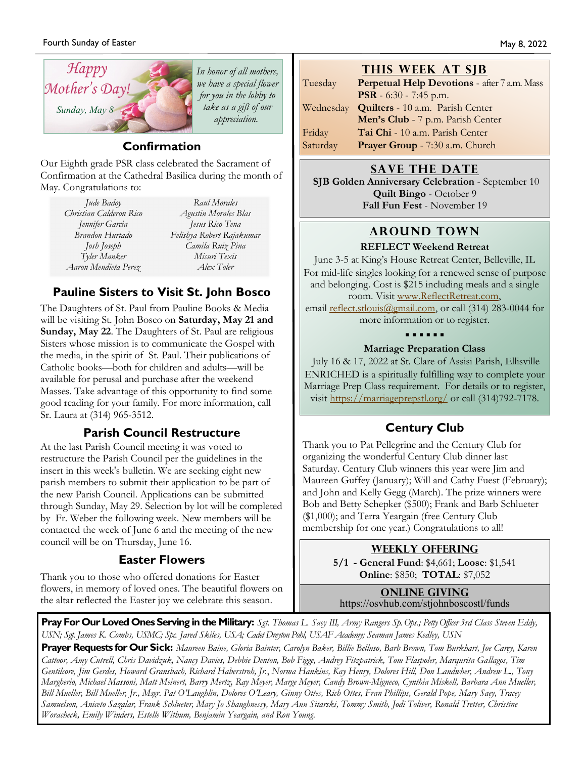Happy Mother's Day!

Sunday, May 8

*In honor of all mothers, we have a special flower for you in the lobby to take as a gift of our appreciation.*

## Confirmation

Our Eighth grade PSR class celebrated the Sacrament of Confirmation at the Cathedral Basilica during the month of May. Congratulations to:

| | |
|---|---|
| *Jude Badoy* | *Raul Morales* |
| *Christian Calderon Rico* | *Agustin Morales Blas* |
| *Jennifer Garcia* | *Jesus Rico Tena* |
| *Brandon Hurtado* | *Felishya Robert Rajakumar* |
| *Josh Joseph* | *Camila Ruiz Pina* |
| *Tyler Manker* | *Misuri Texis* |
| *Aaron Mendieta Perez* | *Alex Toler* |

## Pauline Sisters to Visit St. John Bosco

The Daughters of St. Paul from Pauline Books & Media will be visiting St. John Bosco on **Saturday, May 21 and Sunday, May 22**. The Daughters of St. Paul are religious Sisters whose mission is to communicate the Gospel with the media, in the spirit of St. Paul. Their publications of Catholic books—both for children and adults—will be available for perusal and purchase after the weekend Masses. Take advantage of this opportunity to find some good reading for your family. For more information, call Sr. Laura at (314) 965-3512.

## Parish Council Restructure

At the last Parish Council meeting it was voted to restructure the Parish Council per the guidelines in the insert in this week's bulletin. We are seeking eight new parish members to submit their application to be part of the new Parish Council. Applications can be submitted through Sunday, May 29. Selection by lot will be completed by Fr. Weber the following week. New members will be contacted the week of June 6 and the meeting of the new council will be on Thursday, June 16.

## Easter Flowers

Thank you to those who offered donations for Easter flowers, in memory of loved ones. The beautiful flowers on the altar reflected the Easter joy we celebrate this season.

## THIS WEEK AT SJB

| | |
|---|---|
| Tuesday | **Perpetual Help Devotions** - after 7 a.m. Mass |
| | **PSR** - 6:30 - 7:45 p.m. |
| Wednesday | **Quilters** - 10 a.m. Parish Center |
| | **Men's Club** - 7 p.m. Parish Center |
| Friday | **Tai Chi** - 10 a.m. Parish Center |
| Saturday | **Prayer Group** - 7:30 a.m. Church |

## SAVE THE DATE

**SJB Golden Anniversary Celebration** - September 10
**Quilt Bingo** - October 9
**Fall Fun Fest** - November 19

## AROUND TOWN

**REFLECT Weekend Retreat**

June 3-5 at King's House Retreat Center, Belleville, IL For mid-life singles looking for a renewed sense of purpose and belonging. Cost is $215 including meals and a single room. Visit www.ReflectRetreat.com, email reflect.stlouis@gmail.com, or call (314) 283-0044 for more information or to register.

▪▪▪▪▪▪

**Marriage Preparation Class**

July 16 & 17, 2022 at St. Clare of Assisi Parish, Ellisville ENRICHED is a spiritually fulfilling way to complete your Marriage Prep Class requirement. For details or to register, visit https://marriageprepstl.org/ or call (314)792-7178.

## Century Club

Thank you to Pat Pellegrine and the Century Club for organizing the wonderful Century Club dinner last Saturday. Century Club winners this year were Jim and Maureen Guffey (January); Will and Cathy Fuest (February); and John and Kelly Gegg (March). The prize winners were Bob and Betty Schepker ($500); Frank and Barb Schlueter ($1,000); and Terra Yeargain (free Century Club membership for one year.) Congratulations to all!

## WEEKLY OFFERING

**5/1 - General Fund**: $4,661; **Loose**: $1,541
**Online**: $850; **TOTAL**: $7,052

## ONLINE GIVING

https://osvhub.com/stjohnboscostl/funds

**Pray For Our Loved Ones Serving in the Military:** *Sgt. Thomas L. Saey III, Army Rangers Sp. Ops.; Petty Officer 3rd Class Steven Eddy, USN; Sgt. James K. Combs, USMC; Spc. Jared Skiles, USA; Cadet Dreyton Pohl, USAF Academy; Seaman James Kedley, USN*

**Prayer Requests for Our Sick:** *Maureen Baine, Gloria Bainter, Carolyn Baker, Billie Belluso, Barb Brown, Tom Burkhart, Joe Carey, Karen Cattoor, Amy Cutrell, Chris Davidzuk, Nancy Davies, Debbie Denton, Bob Figge, Audrey Fitzpatrick, Tom Flaspoler, Marqurita Gallagos, Tim Gentilcore, Jim Gerdes, Howard Gransbach, Richard Haberstroh, Jr., Norma Hankins, Kay Henry, Dolores Hill, Don Landwher, Andrew L., Tony Margherio, Michael Massoni, Matt Meinert, Barry Mertz, Ray Meyer, Marge Meyer, Candy Brown-Migneco, Cynthia Miskell, Barbara Ann Mueller, Bill Mueller, Bill Mueller, Jr., Msgr. Pat O'Laughlin, Dolores O'Leary, Ginny Ottes, Rich Ottes, Fran Phillips, Gerald Pope, Mary Saey, Tracey Samuelson, Aniceto Sazalar, Frank Schlueter, Mary Jo Shaughnessy, Mary Ann Sitarski, Tommy Smith, Jodi Toliver, Ronald Tretter, Christine Woracheck, Emily Winders, Estelle Withum, Benjamin Yeargain, and Ron Young.*